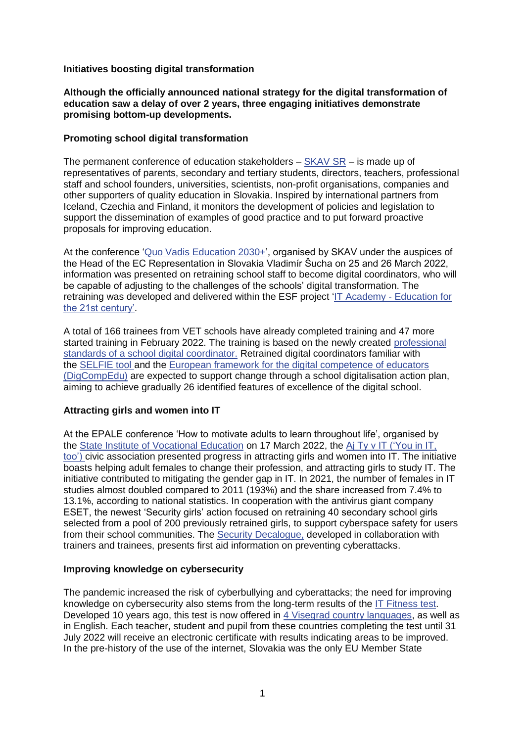## Initiatives boosting digital transformation

**Although the officially announced national strategy for the digital transformation of education saw a delay of over 2 years, three engaging initiatives demonstrate promising bottom-up developments.**

### Promoting school digital transformation

The permanent conference of education stakeholders – [SKAV SR](#) – is made up of representatives of parents, secondary and tertiary students, directors, teachers, professional staff and school founders, universities, scientists, non-profit organisations, companies and other supporters of quality education in Slovakia. Inspired by international partners from Iceland, Czechia and Finland, it monitors the development of policies and legislation to support the dissemination of examples of good practice and to put forward proactive proposals for improving education.

At the conference '[Quo Vadis Education 2030+](#)', organised by SKAV under the auspices of the Head of the EC Representation in Slovakia Vladimír Šucha on 25 and 26 March 2022, information was presented on retraining school staff to become digital coordinators, who will be capable of adjusting to the challenges of the schools' digital transformation. The retraining was developed and delivered within the ESF project '[IT Academy - Education for the 21st century](#)'.

A total of 166 trainees from VET schools have already completed training and 47 more started training in February 2022. The training is based on the newly created [professional standards of a school digital coordinator.](#) Retrained digital coordinators familiar with the [SELFIE tool](#) and the [European framework for the digital competence of educators (DigCompEdu)](#) are expected to support change through a school digitalisation action plan, aiming to achieve gradually 26 identified features of excellence of the digital school.

### Attracting girls and women into IT

At the EPALE conference 'How to motivate adults to learn throughout life', organised by the [State Institute of Vocational Education](#) on 17 March 2022, the [Aj Ty v IT ('You in IT, too')](#) civic association presented progress in attracting girls and women into IT. The initiative boasts helping adult females to change their profession, and attracting girls to study IT. The initiative contributed to mitigating the gender gap in IT. In 2021, the number of females in IT studies almost doubled compared to 2011 (193%) and the share increased from 7.4% to 13.1%, according to national statistics. In cooperation with the antivirus giant company ESET, the newest 'Security girls' action focused on retraining 40 secondary school girls selected from a pool of 200 previously retrained girls, to support cyberspace safety for users from their school communities. The [Security Decalogue,](#) developed in collaboration with trainers and trainees, presents first aid information on preventing cyberattacks.

### Improving knowledge on cybersecurity

The pandemic increased the risk of cyberbullying and cyberattacks; the need for improving knowledge on cybersecurity also stems from the long-term results of the [IT Fitness test](#). Developed 10 years ago, this test is now offered in [4 Visegrad country languages](#), as well as in English. Each teacher, student and pupil from these countries completing the test until 31 July 2022 will receive an electronic certificate with results indicating areas to be improved. In the pre-history of the use of the internet, Slovakia was the only EU Member State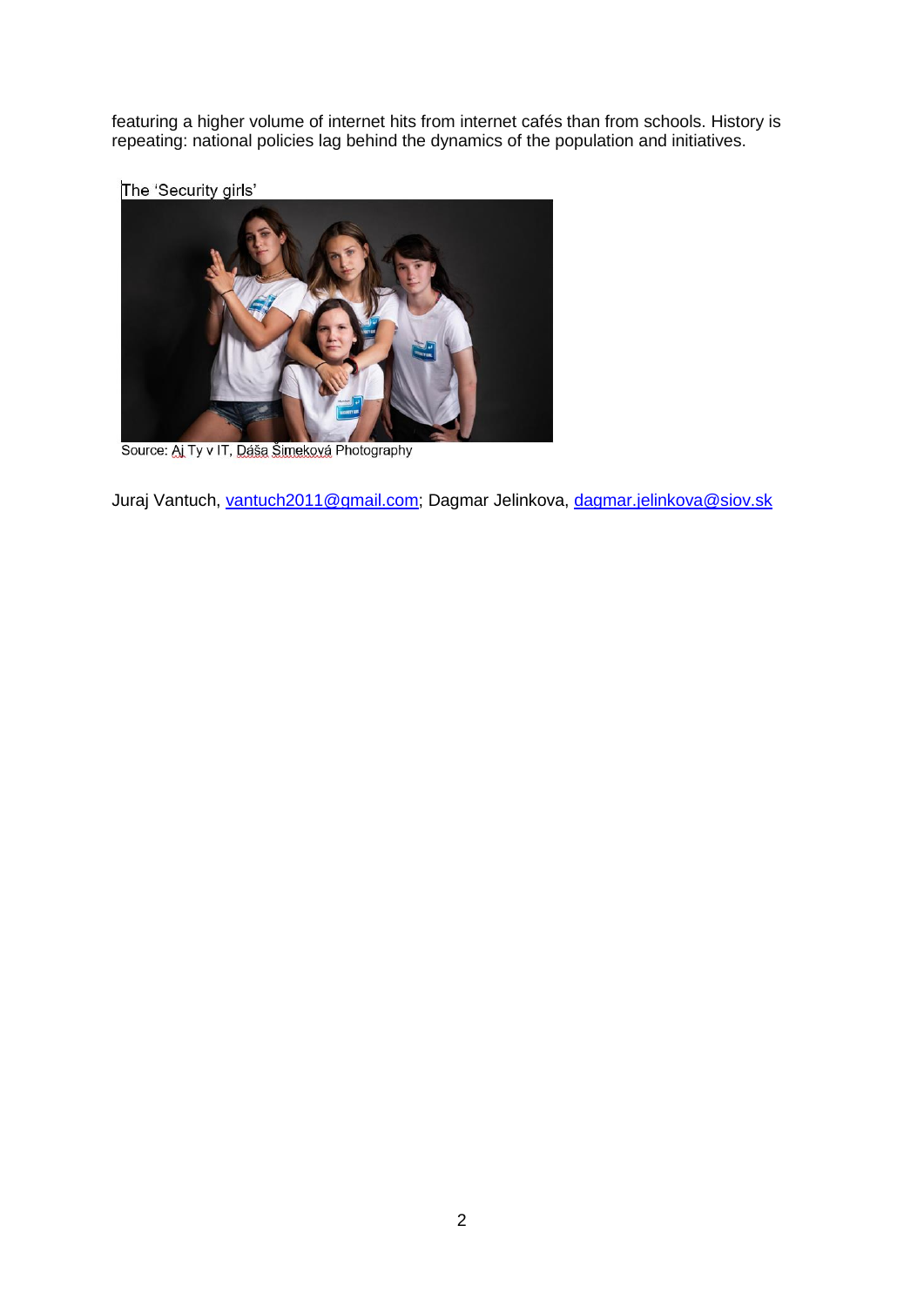featuring a higher volume of internet hits from internet cafés than from schools. History is repeating: national policies lag behind the dynamics of the population and initiatives.

The 'Security girls'

Source: Aj Ty v IT, Dáša Šimeková Photography

Juraj Vantuch, vantuch2011@gmail.com; Dagmar Jelinkova, dagmar.jelinkova@siov.sk